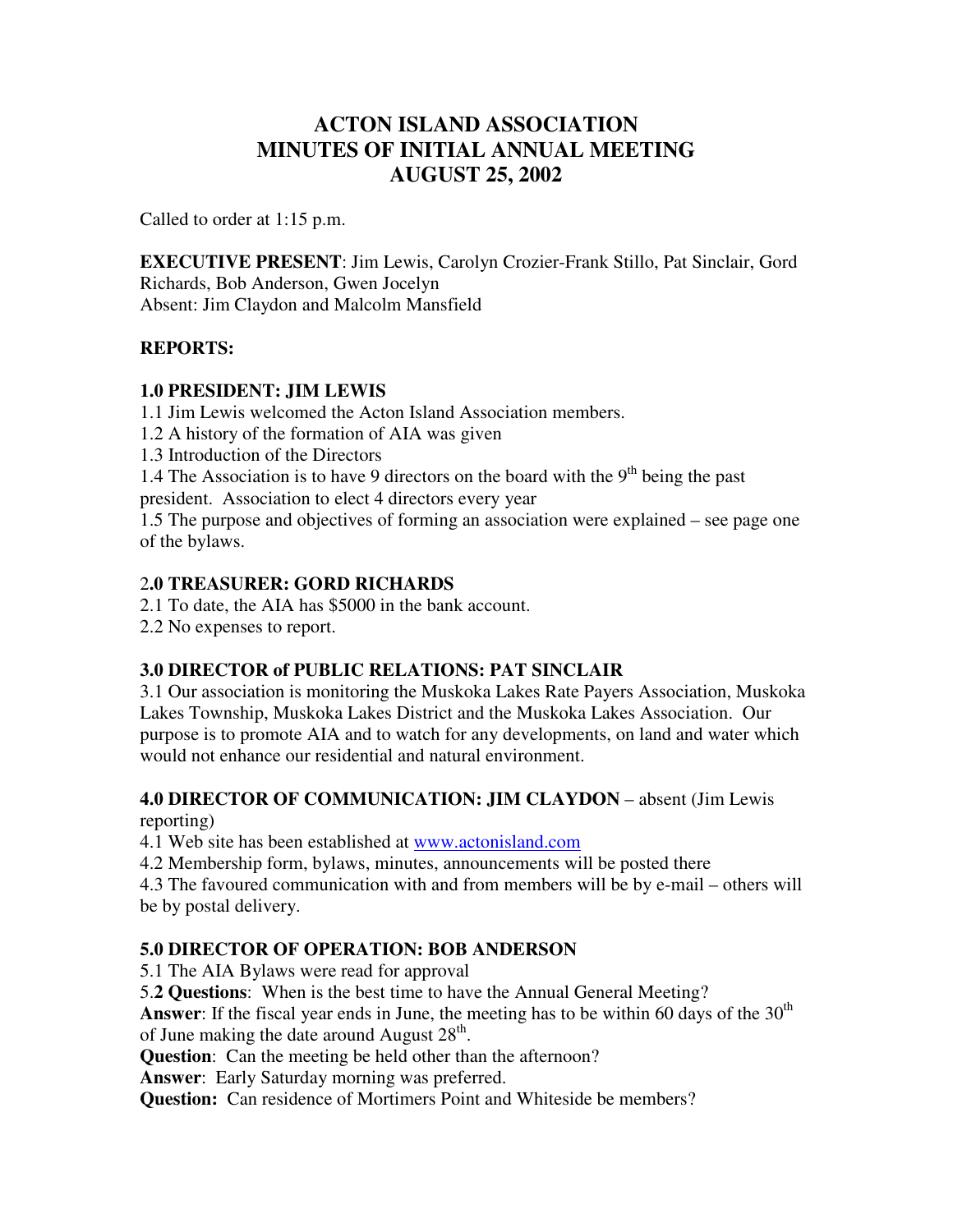# ACTON ISLAND ASSOCIATION
# MINUTES OF INITIAL ANNUAL MEETING
# AUGUST 25, 2002

Called to order at 1:15 p.m.

**EXECUTIVE PRESENT**: Jim Lewis, Carolyn Crozier-Frank Stillo, Pat Sinclair, Gord Richards, Bob Anderson, Gwen Jocelyn
Absent: Jim Claydon and Malcolm Mansfield

**REPORTS:**

**1.0 PRESIDENT: JIM LEWIS**

1.1 Jim Lewis welcomed the Acton Island Association members.
1.2 A history of the formation of AIA was given
1.3 Introduction of the Directors
1.4 The Association is to have 9 directors on the board with the 9th being the past president. Association to elect 4 directors every year
1.5 The purpose and objectives of forming an association were explained – see page one of the bylaws.

**2.0 TREASURER: GORD RICHARDS**

2.1 To date, the AIA has $5000 in the bank account.
2.2 No expenses to report.

**3.0 DIRECTOR of PUBLIC RELATIONS: PAT SINCLAIR**

3.1 Our association is monitoring the Muskoka Lakes Rate Payers Association, Muskoka Lakes Township, Muskoka Lakes District and the Muskoka Lakes Association. Our purpose is to promote AIA and to watch for any developments, on land and water which would not enhance our residential and natural environment.

**4.0 DIRECTOR OF COMMUNICATION: JIM CLAYDON** – absent (Jim Lewis reporting)

4.1 Web site has been established at www.actonisland.com
4.2 Membership form, bylaws, minutes, announcements will be posted there
4.3 The favoured communication with and from members will be by e-mail – others will be by postal delivery.

**5.0 DIRECTOR OF OPERATION: BOB ANDERSON**

5.1 The AIA Bylaws were read for approval
5.**2 Questions**: When is the best time to have the Annual General Meeting?
**Answer**: If the fiscal year ends in June, the meeting has to be within 60 days of the 30th of June making the date around August 28th.
**Question**: Can the meeting be held other than the afternoon?
**Answer**: Early Saturday morning was preferred.
**Question:** Can residence of Mortimers Point and Whiteside be members?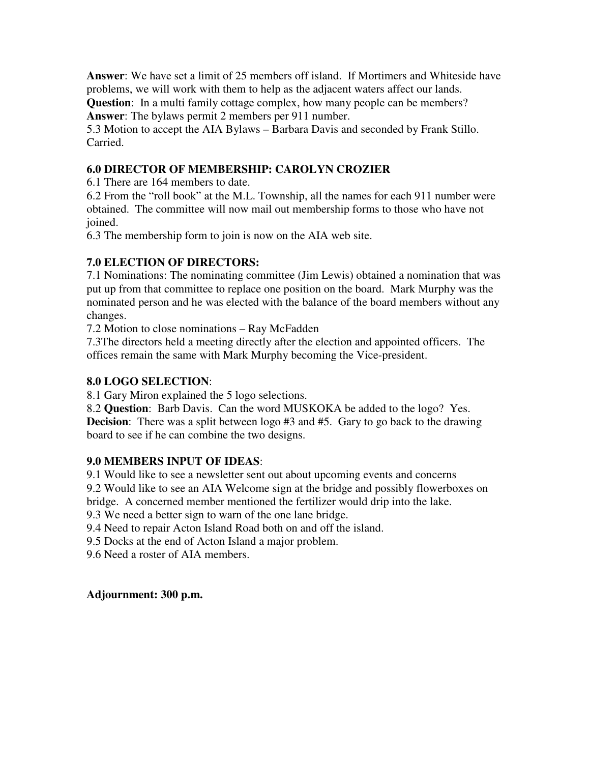**Answer**: We have set a limit of 25 members off island. If Mortimers and Whiteside have problems, we will work with them to help as the adjacent waters affect our lands.
**Question**: In a multi family cottage complex, how many people can be members?
**Answer**: The bylaws permit 2 members per 911 number.
5.3 Motion to accept the AIA Bylaws – Barbara Davis and seconded by Frank Stillo. Carried.

**6.0 DIRECTOR OF MEMBERSHIP: CAROLYN CROZIER**
6.1 There are 164 members to date.
6.2 From the "roll book" at the M.L. Township, all the names for each 911 number were obtained. The committee will now mail out membership forms to those who have not joined.
6.3 The membership form to join is now on the AIA web site.

**7.0 ELECTION OF DIRECTORS:**
7.1 Nominations: The nominating committee (Jim Lewis) obtained a nomination that was put up from that committee to replace one position on the board. Mark Murphy was the nominated person and he was elected with the balance of the board members without any changes.
7.2 Motion to close nominations – Ray McFadden
7.3The directors held a meeting directly after the election and appointed officers. The offices remain the same with Mark Murphy becoming the Vice-president.

**8.0 LOGO SELECTION**:
8.1 Gary Miron explained the 5 logo selections.
8.2 **Question**: Barb Davis. Can the word MUSKOKA be added to the logo? Yes.
**Decision**: There was a split between logo #3 and #5. Gary to go back to the drawing board to see if he can combine the two designs.

**9.0 MEMBERS INPUT OF IDEAS**:
9.1 Would like to see a newsletter sent out about upcoming events and concerns
9.2 Would like to see an AIA Welcome sign at the bridge and possibly flowerboxes on bridge. A concerned member mentioned the fertilizer would drip into the lake.
9.3 We need a better sign to warn of the one lane bridge.
9.4 Need to repair Acton Island Road both on and off the island.
9.5 Docks at the end of Acton Island a major problem.
9.6 Need a roster of AIA members.

**Adjournment: 300 p.m.**